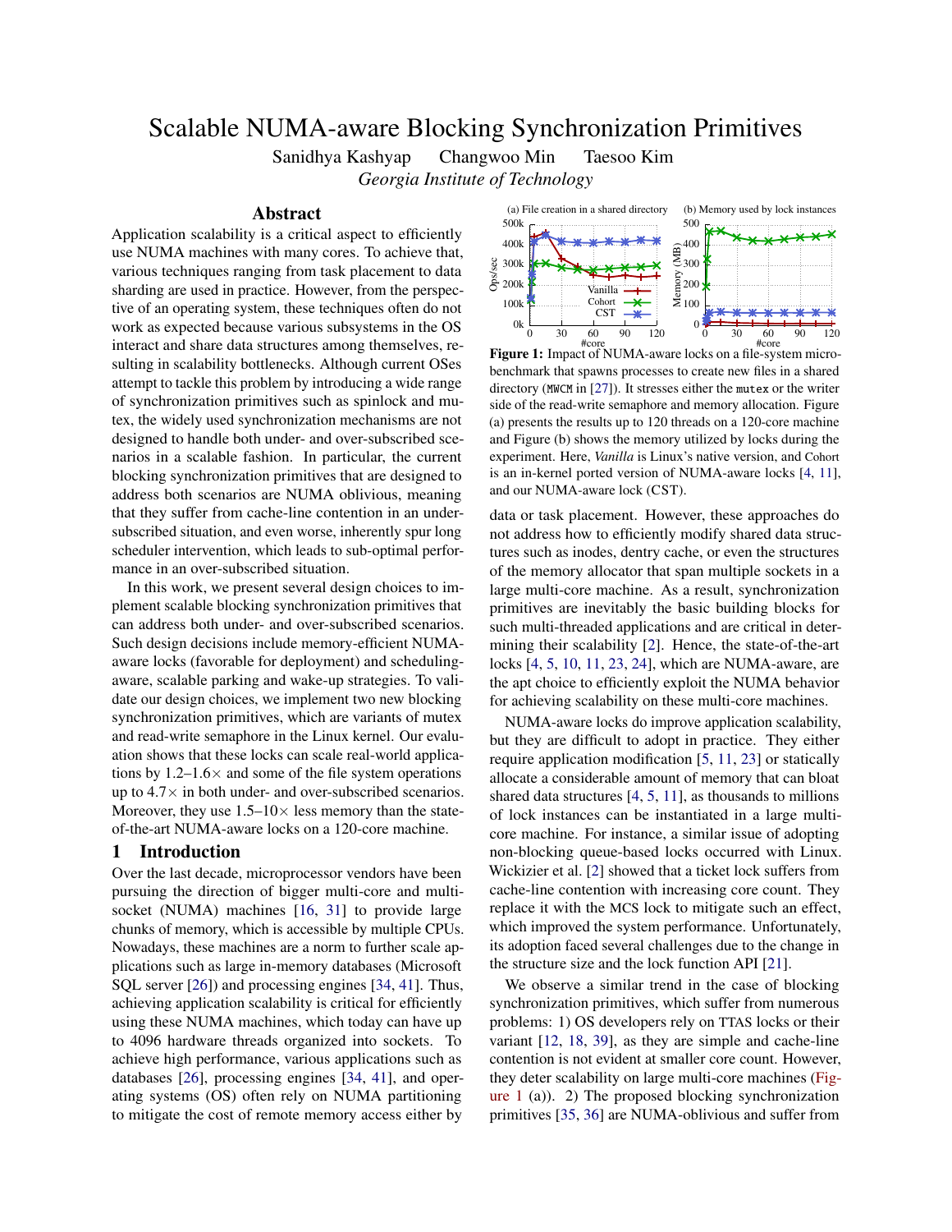# Scalable NUMA-aware Blocking Synchronization Primitives

Sanidhya Kashyap  Changwoo Min  Taesoo Kim

*Georgia Institute of Technology*

## Abstract

Application scalability is a critical aspect to efficiently use NUMA machines with many cores. To achieve that, various techniques ranging from task placement to data sharding are used in practice. However, from the perspective of an operating system, these techniques often do not work as expected because various subsystems in the OS interact and share data structures among themselves, resulting in scalability bottlenecks. Although current OSes attempt to tackle this problem by introducing a wide range of synchronization primitives such as spinlock and mutex, the widely used synchronization mechanisms are not designed to handle both under- and over-subscribed scenarios in a scalable fashion. In particular, the current blocking synchronization primitives that are designed to address both scenarios are NUMA oblivious, meaning that they suffer from cache-line contention in an under-subscribed situation, and even worse, inherently spur long scheduler intervention, which leads to sub-optimal performance in an over-subscribed situation.

In this work, we present several design choices to implement scalable blocking synchronization primitives that can address both under- and over-subscribed scenarios. Such design decisions include memory-efficient NUMA-aware locks (favorable for deployment) and scheduling-aware, scalable parking and wake-up strategies. To validate our design choices, we implement two new blocking synchronization primitives, which are variants of mutex and read-write semaphore in the Linux kernel. Our evaluation shows that these locks can scale real-world applications by 1.2–1.6$\times$ and some of the file system operations up to 4.7$\times$ in both under- and over-subscribed scenarios. Moreover, they use 1.5–10$\times$ less memory than the state-of-the-art NUMA-aware locks on a 120-core machine.

## 1 Introduction

Over the last decade, microprocessor vendors have been pursuing the direction of bigger multi-core and multi-socket (NUMA) machines [16, 31] to provide large chunks of memory, which is accessible by multiple CPUs. Nowadays, these machines are a norm to further scale applications such as large in-memory databases (Microsoft SQL server [26]) and processing engines [34, 41]. Thus, achieving application scalability is critical for efficiently using these NUMA machines, which today can have up to 4096 hardware threads organized into sockets. To achieve high performance, various applications such as databases [26], processing engines [34, 41], and operating systems (OS) often rely on NUMA partitioning to mitigate the cost of remote memory access either by data or task placement. However, these approaches do not address how to efficiently modify shared data structures such as inodes, dentry cache, or even the structures of the memory allocator that span multiple sockets in a large multi-core machine. As a result, synchronization primitives are inevitably the basic building blocks for such multi-threaded applications and are critical in determining their scalability [2]. Hence, the state-of-the-art locks [4, 5, 10, 11, 23, 24], which are NUMA-aware, are the apt choice to efficiently exploit the NUMA behavior for achieving scalability on these multi-core machines.

**Figure 1:** Impact of NUMA-aware locks on a file-system microbenchmark that spawns processes to create new files in a shared directory (`MWCM` in [27]). It stresses either the `mutex` or the writer side of the read-write semaphore and memory allocation. Figure (a) presents the results up to 120 threads on a 120-core machine and Figure (b) shows the memory utilized by locks during the experiment. Here, *Vanilla* is Linux's native version, and Cohort is an in-kernel ported version of NUMA-aware locks [4, 11], and our NUMA-aware lock (CST).

NUMA-aware locks do improve application scalability, but they are difficult to adopt in practice. They either require application modification [5, 11, 23] or statically allocate a considerable amount of memory that can bloat shared data structures [4, 5, 11], as thousands to millions of lock instances can be instantiated in a large multi-core machine. For instance, a similar issue of adopting non-blocking queue-based locks occurred with Linux. Wickizier et al. [2] showed that a ticket lock suffers from cache-line contention with increasing core count. They replace it with the MCS lock to mitigate such an effect, which improved the system performance. Unfortunately, its adoption faced several challenges due to the change in the structure size and the lock function API [21].

We observe a similar trend in the case of blocking synchronization primitives, which suffer from numerous problems: 1) OS developers rely on TTAS locks or their variant [12, 18, 39], as they are simple and cache-line contention is not evident at smaller core count. However, they deter scalability on large multi-core machines (Figure 1 (a)). 2) The proposed blocking synchronization primitives [35, 36] are NUMA-oblivious and suffer from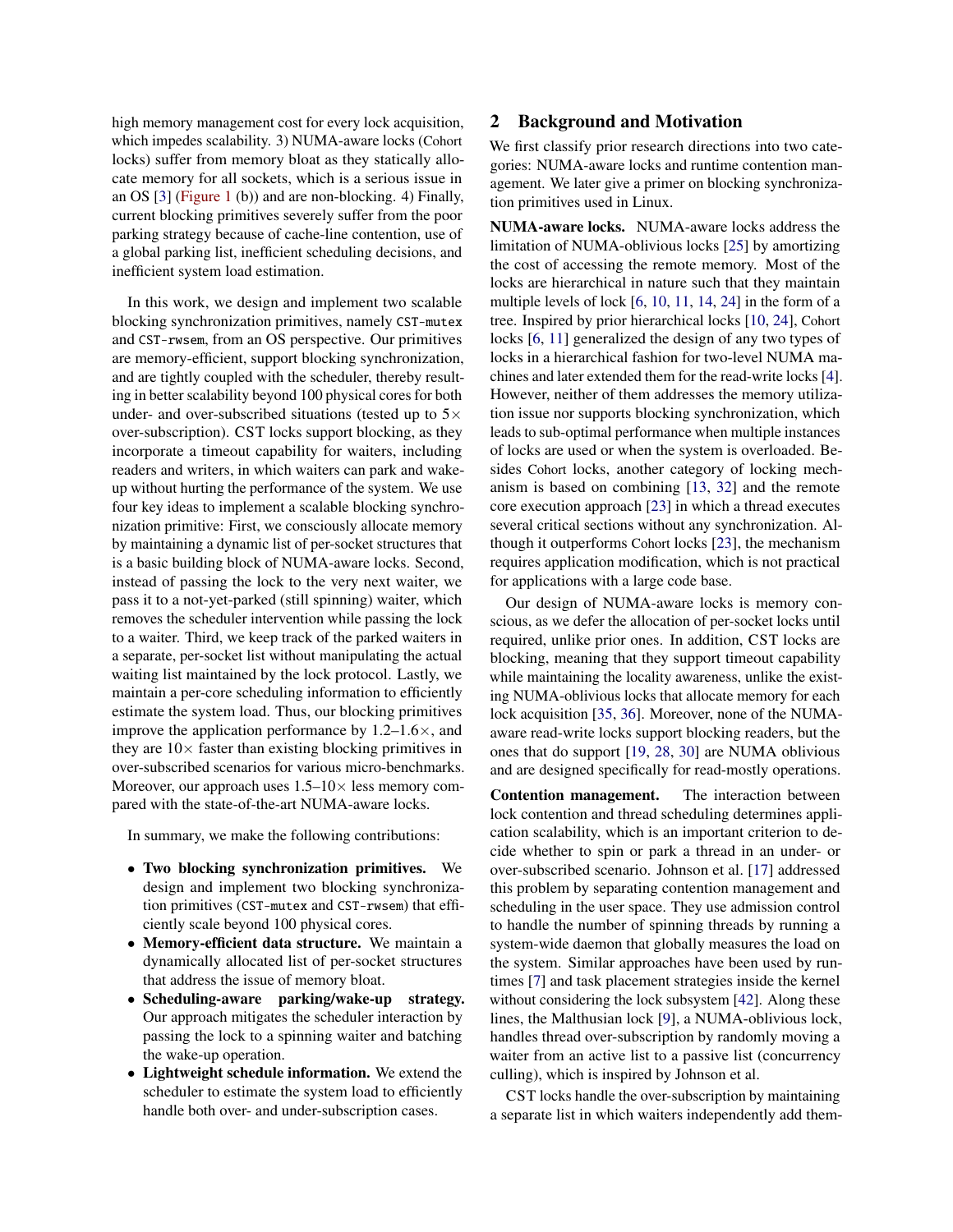high memory management cost for every lock acquisition, which impedes scalability. 3) NUMA-aware locks (Cohort locks) suffer from memory bloat as they statically allocate memory for all sockets, which is a serious issue in an OS [3] (Figure 1 (b)) and are non-blocking. 4) Finally, current blocking primitives severely suffer from the poor parking strategy because of cache-line contention, use of a global parking list, inefficient scheduling decisions, and inefficient system load estimation.

In this work, we design and implement two scalable blocking synchronization primitives, namely `CST-mutex` and `CST-rwsem`, from an OS perspective. Our primitives are memory-efficient, support blocking synchronization, and are tightly coupled with the scheduler, thereby resulting in better scalability beyond 100 physical cores for both under- and over-subscribed situations (tested up to 5× over-subscription). CST locks support blocking, as they incorporate a timeout capability for waiters, including readers and writers, in which waiters can park and wake-up without hurting the performance of the system. We use four key ideas to implement a scalable blocking synchronization primitive: First, we consciously allocate memory by maintaining a dynamic list of per-socket structures that is a basic building block of NUMA-aware locks. Second, instead of passing the lock to the very next waiter, we pass it to a not-yet-parked (still spinning) waiter, which removes the scheduler intervention while passing the lock to a waiter. Third, we keep track of the parked waiters in a separate, per-socket list without manipulating the actual waiting list maintained by the lock protocol. Lastly, we maintain a per-core scheduling information to efficiently estimate the system load. Thus, our blocking primitives improve the application performance by 1.2–1.6×, and they are 10× faster than existing blocking primitives in over-subscribed scenarios for various micro-benchmarks. Moreover, our approach uses 1.5–10× less memory compared with the state-of-the-art NUMA-aware locks.

In summary, we make the following contributions:

- **Two blocking synchronization primitives.** We design and implement two blocking synchronization primitives (`CST-mutex` and `CST-rwsem`) that efficiently scale beyond 100 physical cores.
- **Memory-efficient data structure.** We maintain a dynamically allocated list of per-socket structures that address the issue of memory bloat.
- **Scheduling-aware parking/wake-up strategy.** Our approach mitigates the scheduler interaction by passing the lock to a spinning waiter and batching the wake-up operation.
- **Lightweight schedule information.** We extend the scheduler to estimate the system load to efficiently handle both over- and under-subscription cases.

## 2 Background and Motivation

We first classify prior research directions into two categories: NUMA-aware locks and runtime contention management. We later give a primer on blocking synchronization primitives used in Linux.

**NUMA-aware locks.** NUMA-aware locks address the limitation of NUMA-oblivious locks [25] by amortizing the cost of accessing the remote memory. Most of the locks are hierarchical in nature such that they maintain multiple levels of lock [6, 10, 11, 14, 24] in the form of a tree. Inspired by prior hierarchical locks [10, 24], Cohort locks [6, 11] generalized the design of any two types of locks in a hierarchical fashion for two-level NUMA machines and later extended them for the read-write locks [4]. However, neither of them addresses the memory utilization issue nor supports blocking synchronization, which leads to sub-optimal performance when multiple instances of locks are used or when the system is overloaded. Besides Cohort locks, another category of locking mechanism is based on combining [13, 32] and the remote core execution approach [23] in which a thread executes several critical sections without any synchronization. Although it outperforms Cohort locks [23], the mechanism requires application modification, which is not practical for applications with a large code base.

Our design of NUMA-aware locks is memory conscious, as we defer the allocation of per-socket locks until required, unlike prior ones. In addition, CST locks are blocking, meaning that they support timeout capability while maintaining the locality awareness, unlike the existing NUMA-oblivious locks that allocate memory for each lock acquisition [35, 36]. Moreover, none of the NUMA-aware read-write locks support blocking readers, but the ones that do support [19, 28, 30] are NUMA oblivious and are designed specifically for read-mostly operations.

**Contention management.** The interaction between lock contention and thread scheduling determines application scalability, which is an important criterion to decide whether to spin or park a thread in an under- or over-subscribed scenario. Johnson et al. [17] addressed this problem by separating contention management and scheduling in the user space. They use admission control to handle the number of spinning threads by running a system-wide daemon that globally measures the load on the system. Similar approaches have been used by runtimes [7] and task placement strategies inside the kernel without considering the lock subsystem [42]. Along these lines, the Malthusian lock [9], a NUMA-oblivious lock, handles thread over-subscription by randomly moving a waiter from an active list to a passive list (concurrency culling), which is inspired by Johnson et al.

CST locks handle the over-subscription by maintaining a separate list in which waiters independently add them-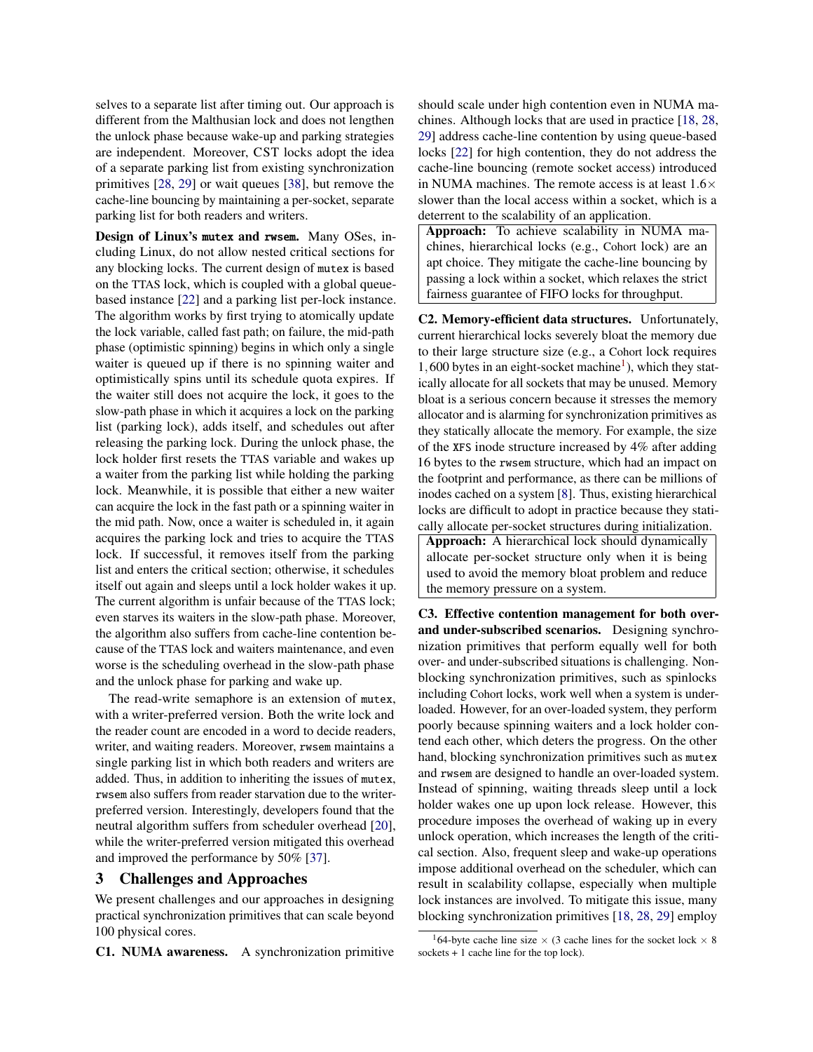selves to a separate list after timing out. Our approach is different from the Malthusian lock and does not lengthen the unlock phase because wake-up and parking strategies are independent. Moreover, CST locks adopt the idea of a separate parking list from existing synchronization primitives [28, 29] or wait queues [38], but remove the cache-line bouncing by maintaining a per-socket, separate parking list for both readers and writers.

**Design of Linux's `mutex` and `rwsem`.** Many OSes, including Linux, do not allow nested critical sections for any blocking locks. The current design of `mutex` is based on the TTAS lock, which is coupled with a global queue-based instance [22] and a parking list per-lock instance. The algorithm works by first trying to atomically update the lock variable, called fast path; on failure, the mid-path phase (optimistic spinning) begins in which only a single waiter is queued up if there is no spinning waiter and optimistically spins until its schedule quota expires. If the waiter still does not acquire the lock, it goes to the slow-path phase in which it acquires a lock on the parking list (parking lock), adds itself, and schedules out after releasing the parking lock. During the unlock phase, the lock holder first resets the TTAS variable and wakes up a waiter from the parking list while holding the parking lock. Meanwhile, it is possible that either a new waiter can acquire the lock in the fast path or a spinning waiter in the mid path. Now, once a waiter is scheduled in, it again acquires the parking lock and tries to acquire the TTAS lock. If successful, it removes itself from the parking list and enters the critical section; otherwise, it schedules itself out again and sleeps until a lock holder wakes it up. The current algorithm is unfair because of the TTAS lock; even starves its waiters in the slow-path phase. Moreover, the algorithm also suffers from cache-line contention because of the TTAS lock and waiters maintenance, and even worse is the scheduling overhead in the slow-path phase and the unlock phase for parking and wake up.

The read-write semaphore is an extension of `mutex`, with a writer-preferred version. Both the write lock and the reader count are encoded in a word to decide readers, writer, and waiting readers. Moreover, `rwsem` maintains a single parking list in which both readers and writers are added. Thus, in addition to inheriting the issues of `mutex`, `rwsem` also suffers from reader starvation due to the writer-preferred version. Interestingly, developers found that the neutral algorithm suffers from scheduler overhead [20], while the writer-preferred version mitigated this overhead and improved the performance by 50% [37].

## 3 Challenges and Approaches

We present challenges and our approaches in designing practical synchronization primitives that can scale beyond 100 physical cores.

**C1. NUMA awareness.** A synchronization primitive should scale under high contention even in NUMA machines. Although locks that are used in practice [18, 28, 29] address cache-line contention by using queue-based locks [22] for high contention, they do not address the cache-line bouncing (remote socket access) introduced in NUMA machines. The remote access is at least $1.6\times$ slower than the local access within a socket, which is a deterrent to the scalability of an application.

> **Approach:** To achieve scalability in NUMA machines, hierarchical locks (e.g., Cohort lock) are an apt choice. They mitigate the cache-line bouncing by passing a lock within a socket, which relaxes the strict fairness guarantee of FIFO locks for throughput.

**C2. Memory-efficient data structures.** Unfortunately, current hierarchical locks severely bloat the memory due to their large structure size (e.g., a Cohort lock requires 1,600 bytes in an eight-socket machine[1]), which they statically allocate for all sockets that may be unused. Memory bloat is a serious concern because it stresses the memory allocator and is alarming for synchronization primitives as they statically allocate the memory. For example, the size of the `XFS` inode structure increased by 4% after adding 16 bytes to the `rwsem` structure, which had an impact on the footprint and performance, as there can be millions of inodes cached on a system [8]. Thus, existing hierarchical locks are difficult to adopt in practice because they statically allocate per-socket structures during initialization.

> **Approach:** A hierarchical lock should dynamically allocate per-socket structure only when it is being used to avoid the memory bloat problem and reduce the memory pressure on a system.

**C3. Effective contention management for both over- and under-subscribed scenarios.** Designing synchronization primitives that perform equally well for both over- and under-subscribed situations is challenging. Non-blocking synchronization primitives, such as spinlocks including Cohort locks, work well when a system is under-loaded. However, for an over-loaded system, they perform poorly because spinning waiters and a lock holder contend each other, which deters the progress. On the other hand, blocking synchronization primitives such as `mutex` and `rwsem` are designed to handle an over-loaded system. Instead of spinning, waiting threads sleep until a lock holder wakes one up upon lock release. However, this procedure imposes the overhead of waking up in every unlock operation, which increases the length of the critical section. Also, frequent sleep and wake-up operations impose additional overhead on the scheduler, which can result in scalability collapse, especially when multiple lock instances are involved. To mitigate this issue, many blocking synchronization primitives [18, 28, 29] employ

[1] 64-byte cache line size $\times$ (3 cache lines for the socket lock $\times$ 8 sockets + 1 cache line for the top lock).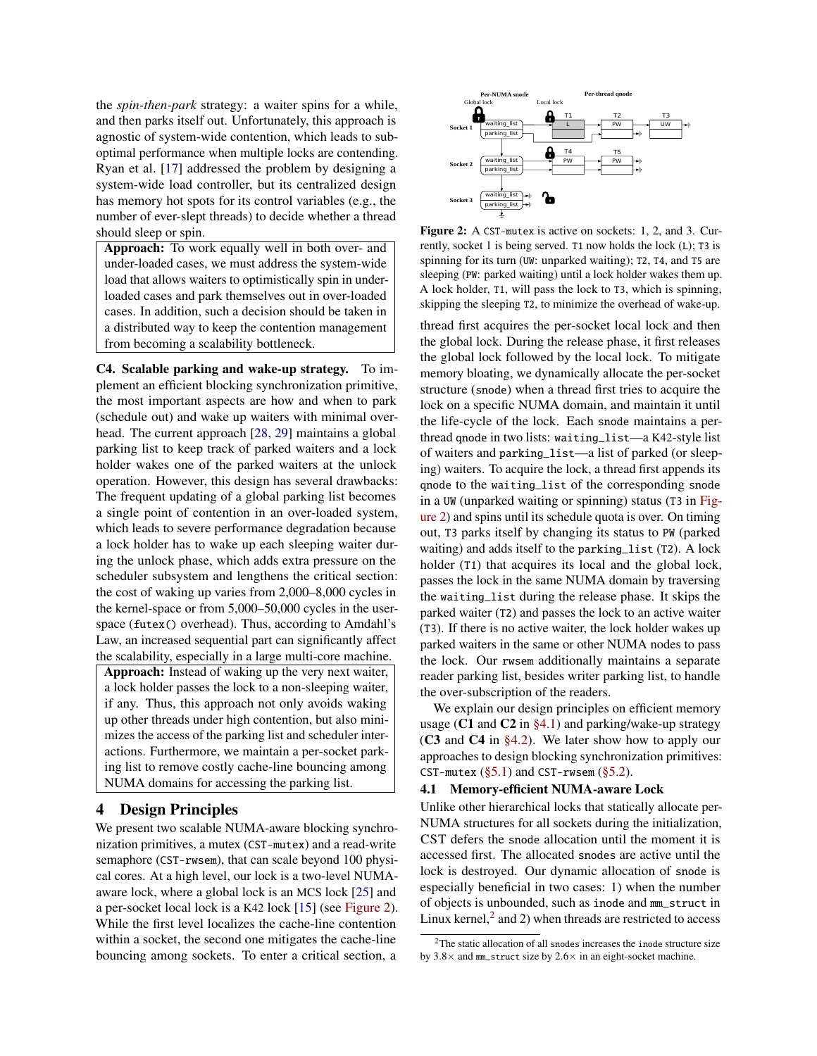the *spin-then-park* strategy: a waiter spins for a while, and then parks itself out. Unfortunately, this approach is agnostic of system-wide contention, which leads to suboptimal performance when multiple locks are contending. Ryan et al. [17] addressed the problem by designing a system-wide load controller, but its centralized design has memory hot spots for its control variables (e.g., the number of ever-slept threads) to decide whether a thread should sleep or spin.

> **Approach:** To work equally well in both over- and under-loaded cases, we must address the system-wide load that allows waiters to optimistically spin in under-loaded cases and park themselves out in over-loaded cases. In addition, such a decision should be taken in a distributed way to keep the contention management from becoming a scalability bottleneck.

**C4. Scalable parking and wake-up strategy.** To implement an efficient blocking synchronization primitive, the most important aspects are how and when to park (schedule out) and wake up waiters with minimal overhead. The current approach [28, 29] maintains a global parking list to keep track of parked waiters and a lock holder wakes one of the parked waiters at the unlock operation. However, this design has several drawbacks: The frequent updating of a global parking list becomes a single point of contention in an over-loaded system, which leads to severe performance degradation because a lock holder has to wake up each sleeping waiter during the unlock phase, which adds extra pressure on the scheduler subsystem and lengthens the critical section: the cost of waking up varies from 2,000–8,000 cycles in the kernel-space or from 5,000–50,000 cycles in the user-space (`futex()` overhead). Thus, according to Amdahl's Law, an increased sequential part can significantly affect the scalability, especially in a large multi-core machine.

> **Approach:** Instead of waking up the very next waiter, a lock holder passes the lock to a non-sleeping waiter, if any. Thus, this approach not only avoids waking up other threads under high contention, but also minimizes the access of the parking list and scheduler interactions. Furthermore, we maintain a per-socket parking list to remove costly cache-line bouncing among NUMA domains for accessing the parking list.

## 4 Design Principles

We present two scalable NUMA-aware blocking synchronization primitives, a mutex (`CST-mutex`) and a read-write semaphore (`CST-rwsem`), that can scale beyond 100 physical cores. At a high level, our lock is a two-level NUMA-aware lock, where a global lock is an MCS lock [25] and a per-socket local lock is a K42 lock [15] (see Figure 2). While the first level localizes the cache-line contention within a socket, the second one mitigates the cache-line bouncing among sockets. To enter a critical section, a thread first acquires the per-socket local lock and then the global lock. During the release phase, it first releases the global lock followed by the local lock. To mitigate memory bloating, we dynamically allocate the per-socket structure (`snode`) when a thread first tries to acquire the lock on a specific NUMA domain, and maintain it until the life-cycle of the lock. Each `snode` maintains a per-thread `qnode` in two lists: `waiting_list`—a K42-style list of waiters and `parking_list`—a list of parked (or sleeping) waiters. To acquire the lock, a thread first appends its `qnode` to the `waiting_list` of the corresponding `snode` in a `UW` (unparked waiting or spinning) status (`T3` in Figure 2) and spins until its schedule quota is over. On timing out, `T3` parks itself by changing its status to `PW` (parked waiting) and adds itself to the `parking_list` (`T2`). A lock holder (`T1`) that acquires its local and the global lock, passes the lock in the same NUMA domain by traversing the `waiting_list` during the release phase. It skips the parked waiter (`T2`) and passes the lock to an active waiter (`T3`). If there is no active waiter, the lock holder wakes up parked waiters in the same or other NUMA nodes to pass the lock. Our `rwsem` additionally maintains a separate reader parking list, besides writer parking list, to handle the over-subscription of the readers.

Figure 2: A `CST-mutex` is active on sockets: 1, 2, and 3. Currently, socket 1 is being served. `T1` now holds the lock (`L`); `T3` is spinning for its turn (`UW`: unparked waiting); `T2`, `T4`, and `T5` are sleeping (`PW`: parked waiting) until a lock holder wakes them up. A lock holder, `T1`, will pass the lock to `T3`, which is spinning, skipping the sleeping `T2`, to minimize the overhead of wake-up.

We explain our design principles on efficient memory usage (**C1** and **C2** in §4.1) and parking/wake-up strategy (**C3** and **C4** in §4.2). We later show how to apply our approaches to design blocking synchronization primitives: `CST-mutex` (§5.1) and `CST-rwsem` (§5.2).

### 4.1 Memory-efficient NUMA-aware Lock

Unlike other hierarchical locks that statically allocate per-NUMA structures for all sockets during the initialization, CST defers the `snode` allocation until the moment it is accessed first. The allocated `snodes` are active until the lock is destroyed. Our dynamic allocation of `snode` is especially beneficial in two cases: 1) when the number of objects is unbounded, such as `inode` and `mm_struct` in Linux kernel,[2] and 2) when threads are restricted to access

[2] The static allocation of all `snodes` increases the `inode` structure size by 3.8× and `mm_struct` size by 2.6× in an eight-socket machine.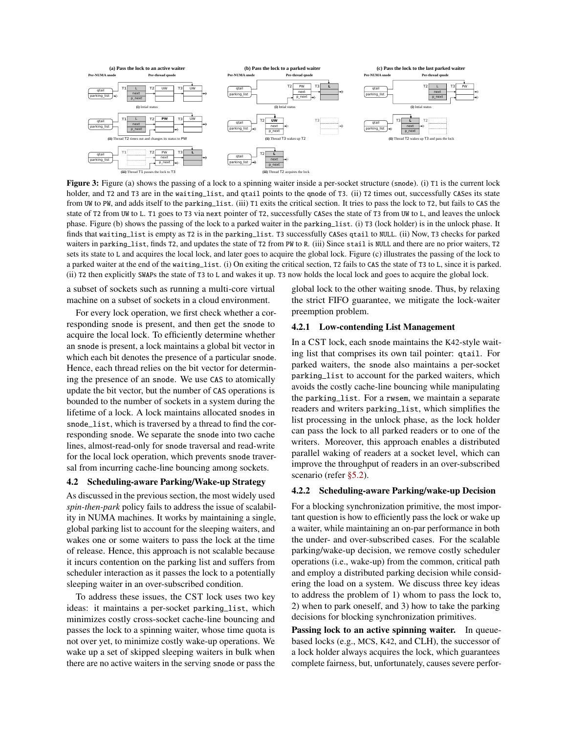**Figure 3:** Figure (a) shows the passing of a lock to a spinning waiter inside a per-socket structure (snode). (i) T1 is the current lock holder, and T2 and T3 are in the waiting_list, and qtail points to the qnode of T3. (ii) T2 times out, successfully CASes its state from UW to PW, and adds itself to the parking_list. (iii) T1 exits the critical section. It tries to pass the lock to T2, but fails to CAS the state of T2 from UW to L. T1 goes to T3 via next pointer of T2, successfully CASes the state of T3 from UW to L, and leaves the unlock phase. Figure (b) shows the passing of the lock to a parked waiter in the parking_list. (i) T3 (lock holder) is in the unlock phase. It finds that waiting_list is empty as T2 is in the parking_list. T3 successfully CASes qtail to NULL. (ii) Now, T3 checks for parked waiters in parking_list, finds T2, and updates the state of T2 from PW to R. (iii) Since stail is NULL and there are no prior waiters, T2 sets its state to L and acquires the local lock, and later goes to acquire the global lock. Figure (c) illustrates the passing of the lock to a parked waiter at the end of the waiting_list. (i) On exiting the critical section, T2 fails to CAS the state of T3 to L, since it is parked. (ii) T2 then explicitly SWAPs the state of T3 to L and wakes it up. T3 now holds the local lock and goes to acquire the global lock.

a subset of sockets such as running a multi-core virtual machine on a subset of sockets in a cloud environment.

For every lock operation, we first check whether a corresponding snode is present, and then get the snode to acquire the local lock. To efficiently determine whether an snode is present, a lock maintains a global bit vector in which each bit denotes the presence of a particular snode. Hence, each thread relies on the bit vector for determining the presence of an snode. We use CAS to atomically update the bit vector, but the number of CAS operations is bounded to the number of sockets in a system during the lifetime of a lock. A lock maintains allocated snodes in snode_list, which is traversed by a thread to find the corresponding snode. We separate the snode into two cache lines, almost-read-only for snode traversal and read-write for the local lock operation, which prevents snode traversal from incurring cache-line bouncing among sockets.

### 4.2 Scheduling-aware Parking/Wake-up Strategy

As discussed in the previous section, the most widely used *spin-then-park* policy fails to address the issue of scalability in NUMA machines. It works by maintaining a single, global parking list to account for the sleeping waiters, and wakes one or some waiters to pass the lock at the time of release. Hence, this approach is not scalable because it incurs contention on the parking list and suffers from scheduler interaction as it passes the lock to a potentially sleeping waiter in an over-subscribed condition.

To address these issues, the CST lock uses two key ideas: it maintains a per-socket parking_list, which minimizes costly cross-socket cache-line bouncing and passes the lock to a spinning waiter, whose time quota is not over yet, to minimize costly wake-up operations. We wake up a set of skipped sleeping waiters in bulk when there are no active waiters in the serving snode or pass the global lock to the other waiting snode. Thus, by relaxing the strict FIFO guarantee, we mitigate the lock-waiter preemption problem.

#### 4.2.1 Low-contending List Management

In a CST lock, each snode maintains the K42-style waiting list that comprises its own tail pointer: qtail. For parked waiters, the snode also maintains a per-socket parking_list to account for the parked waiters, which avoids the costly cache-line bouncing while manipulating the parking_list. For a rwsem, we maintain a separate readers and writers parking_list, which simplifies the list processing in the unlock phase, as the lock holder can pass the lock to all parked readers or to one of the writers. Moreover, this approach enables a distributed parallel waking of readers at a socket level, which can improve the throughput of readers in an over-subscribed scenario (refer §5.2).

#### 4.2.2 Scheduling-aware Parking/wake-up Decision

For a blocking synchronization primitive, the most important question is how to efficiently pass the lock or wake up a waiter, while maintaining an on-par performance in both the under- and over-subscribed cases. For the scalable parking/wake-up decision, we remove costly scheduler operations (i.e., wake-up) from the common, critical path and employ a distributed parking decision while considering the load on a system. We discuss three key ideas to address the problem of 1) whom to pass the lock to, 2) when to park oneself, and 3) how to take the parking decisions for blocking synchronization primitives.

**Passing lock to an active spinning waiter.** In queue-based locks (e.g., MCS, K42, and CLH), the successor of a lock holder always acquires the lock, which guarantees complete fairness, but, unfortunately, causes severe perfor-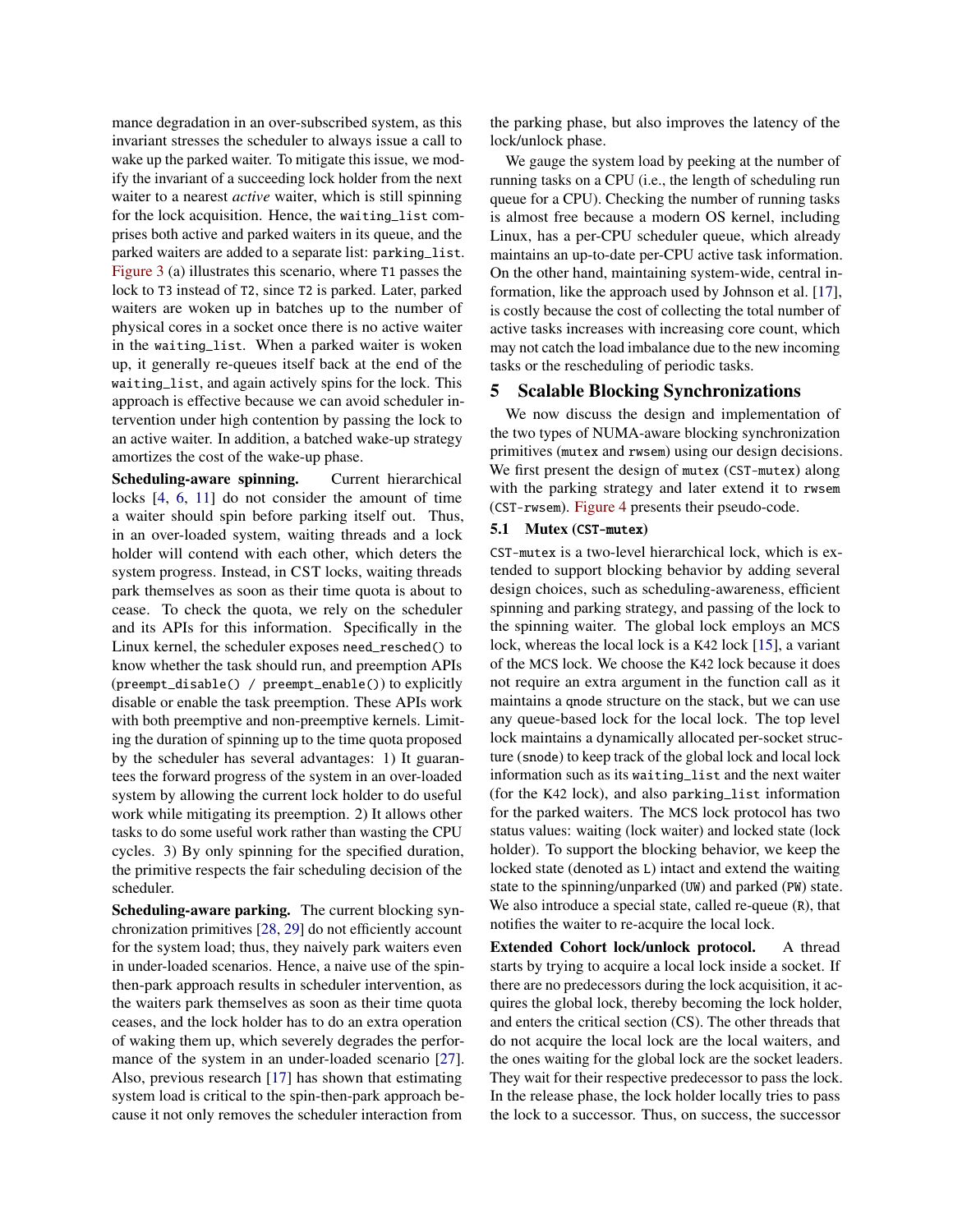mance degradation in an over-subscribed system, as this invariant stresses the scheduler to always issue a call to wake up the parked waiter. To mitigate this issue, we modify the invariant of a succeeding lock holder from the next waiter to a nearest *active* waiter, which is still spinning for the lock acquisition. Hence, the `waiting_list` comprises both active and parked waiters in its queue, and the parked waiters are added to a separate list: `parking_list`. Figure 3 (a) illustrates this scenario, where T1 passes the lock to T3 instead of T2, since T2 is parked. Later, parked waiters are woken up in batches up to the number of physical cores in a socket once there is no active waiter in the `waiting_list`. When a parked waiter is woken up, it generally re-queues itself back at the end of the `waiting_list`, and again actively spins for the lock. This approach is effective because we can avoid scheduler intervention under high contention by passing the lock to an active waiter. In addition, a batched wake-up strategy amortizes the cost of the wake-up phase.

**Scheduling-aware spinning.** Current hierarchical locks [4, 6, 11] do not consider the amount of time a waiter should spin before parking itself out. Thus, in an over-loaded system, waiting threads and a lock holder will contend with each other, which deters the system progress. Instead, in CST locks, waiting threads park themselves as soon as their time quota is about to cease. To check the quota, we rely on the scheduler and its APIs for this information. Specifically in the Linux kernel, the scheduler exposes `need_resched()` to know whether the task should run, and preemption APIs (`preempt_disable() / preempt_enable()`) to explicitly disable or enable the task preemption. These APIs work with both preemptive and non-preemptive kernels. Limiting the duration of spinning up to the time quota proposed by the scheduler has several advantages: 1) It guarantees the forward progress of the system in an over-loaded system by allowing the current lock holder to do useful work while mitigating its preemption. 2) It allows other tasks to do some useful work rather than wasting the CPU cycles. 3) By only spinning for the specified duration, the primitive respects the fair scheduling decision of the scheduler.

**Scheduling-aware parking.** The current blocking synchronization primitives [28, 29] do not efficiently account for the system load; thus, they naively park waiters even in under-loaded scenarios. Hence, a naive use of the spin-then-park approach results in scheduler intervention, as the waiters park themselves as soon as their time quota ceases, and the lock holder has to do an extra operation of waking them up, which severely degrades the performance of the system in an under-loaded scenario [27]. Also, previous research [17] has shown that estimating system load is critical to the spin-then-park approach because it not only removes the scheduler interaction from the parking phase, but also improves the latency of the lock/unlock phase.

We gauge the system load by peeking at the number of running tasks on a CPU (i.e., the length of scheduling run queue for a CPU). Checking the number of running tasks is almost free because a modern OS kernel, including Linux, has a per-CPU scheduler queue, which already maintains an up-to-date per-CPU active task information. On the other hand, maintaining system-wide, central information, like the approach used by Johnson et al. [17], is costly because the cost of collecting the total number of active tasks increases with increasing core count, which may not catch the load imbalance due to the new incoming tasks or the rescheduling of periodic tasks.

## 5 Scalable Blocking Synchronizations

We now discuss the design and implementation of the two types of NUMA-aware blocking synchronization primitives (`mutex` and `rwsem`) using our design decisions. We first present the design of `mutex` (`CST-mutex`) along with the parking strategy and later extend it to `rwsem` (`CST-rwsem`). Figure 4 presents their pseudo-code.

### 5.1 Mutex (`CST-mutex`)

`CST-mutex` is a two-level hierarchical lock, which is extended to support blocking behavior by adding several design choices, such as scheduling-awareness, efficient spinning and parking strategy, and passing of the lock to the spinning waiter. The global lock employs an MCS lock, whereas the local lock is a K42 lock [15], a variant of the MCS lock. We choose the K42 lock because it does not require an extra argument in the function call as it maintains a `qnode` structure on the stack, but we can use any queue-based lock for the local lock. The top level lock maintains a dynamically allocated per-socket structure (`snode`) to keep track of the global lock and local lock information such as its `waiting_list` and the next waiter (for the K42 lock), and also `parking_list` information for the parked waiters. The MCS lock protocol has two status values: waiting (lock waiter) and locked state (lock holder). To support the blocking behavior, we keep the locked state (denoted as `L`) intact and extend the waiting state to the spinning/unparked (`UW`) and parked (`PW`) state. We also introduce a special state, called re-queue (`R`), that notifies the waiter to re-acquire the local lock.

**Extended Cohort lock/unlock protocol.** A thread starts by trying to acquire a local lock inside a socket. If there are no predecessors during the lock acquisition, it acquires the global lock, thereby becoming the lock holder, and enters the critical section (CS). The other threads that do not acquire the local lock are the local waiters, and the ones waiting for the global lock are the socket leaders. They wait for their respective predecessor to pass the lock. In the release phase, the lock holder locally tries to pass the lock to a successor. Thus, on success, the successor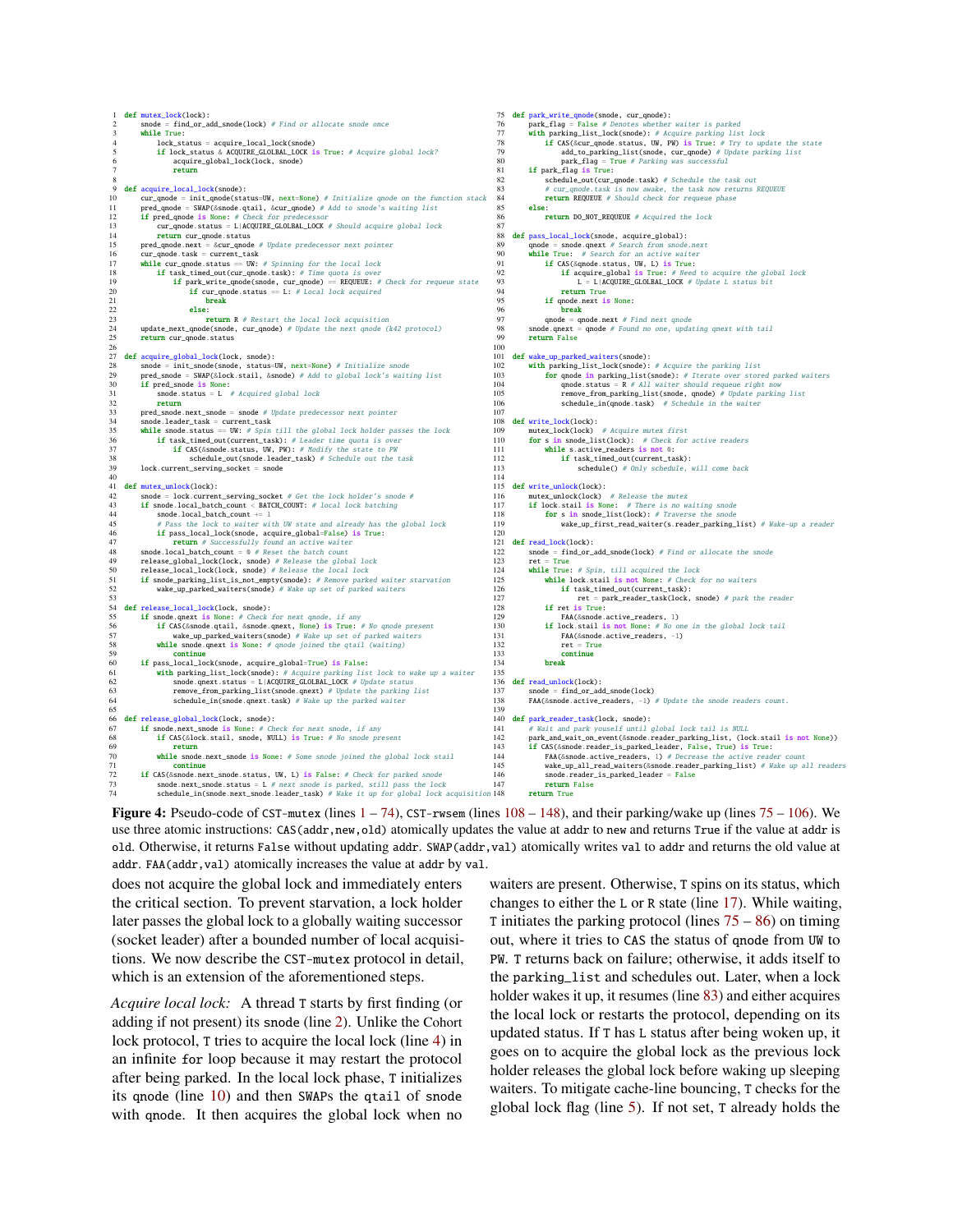```
1  def mutex_lock(lock):
2      snode = find_or_add_snode(lock) # Find or allocate snode once
3      while True:
4          lock_status = acquire_local_lock(snode)
5          if lock_status & ACQUIRE_GLOLBAL_LOCK is True: # Acquire global lock?
6              acquire_global_lock(lock, snode)
7              return
8
9  def acquire_local_lock(snode):
10     cur_qnode = init_qnode(status=UW, next=None) # Initialize qnode on the function stack
11     pred_qnode = SWAP(&snode.qtail, &cur_qnode) # Add to snode's waiting list
12     if pred_qnode is None: # Check for predecessor
13         cur_qnode.status = L|ACQUIRE_GLOLBAL_LOCK # Should acquire global lock
14         return cur_qnode.status
15     pred_qnode.next = &cur_qnode # Update predecessor next pointer
16     cur_qnode.task = current_task
17     while cur_qnode.status == UW: # Spinning for the local lock
18         if task_timed_out(cur_qnode.task): # Time quota is over
19             if park_write_qnode(snode, cur_qnode) == REQUEUE: # Check for requeue state
20                 if cur_qnode.status == L: # Local lock acquired
21                     break
22                 else:
23                     return R # Restart the local lock acquisition
24     update_next_qnode(snode, cur_qnode) # Update the next qnode (k42 protocol)
25     return cur_qnode.status
26
27 def acquire_global_lock(lock, snode):
28     snode = init_snode(snode, status=UW, next=None) # Initialize snode
29     pred_snode = SWAP(&lock.stail, &snode) # Add to global lock's waiting list
30     if pred_snode is None:
31         snode.status = L  # Acquired global lock
32         return
33     pred_snode.next_snode = snode # Update predecessor next pointer
34     snode.leader_task = current_task
35     while snode.status == UW: # Spin till the global lock holder passes the lock
36         if task_timed_out(current_task): # Leader time quota is over
37             if CAS(&snode.status, UW, PW): # Modify the state to PW
38                 schedule_out(snode.leader_task) # Schedule out the task
39     lock.current_serving_socket = snode
40
41 def mutex_unlock(lock):
42     snode = lock.current_serving_socket # Get the lock holder's snode #
43     if snode.local_batch_count < BATCH_COUNT: # local lock batching
44         snode.local_batch_count += 1
45         # Pass the lock to waiter with UW state and already has the global lock
46         if pass_local_lock(snode, acquire_global=False) is True:
47             return # Successfully found an active waiter
48     snode.local_batch_count = 0 # Reset the batch count
49     release_global_lock(lock, snode) # Release the global lock
50     release_local_lock(lock, snode) # Release the local lock
51     if snode_parking_list_is_not_empty(snode): # Remove parked waiter starvation
52         wake_up_parked_waiters(snode) # Wake up set of parked waiters
53
54 def release_local_lock(lock, snode):
55     if snode.qnext is None: # Check for next qnode, if any
56         if CAS(&snode.qtail, &snode.qnext, None) is True: # No qnode present
57             wake_up_parked_waiters(snode) # Wake up set of parked waiters
58         while snode.qnext is None: # qnode joined the qtail (waiting)
59             continue
60     if pass_local_lock(snode, acquire_global=True) is False:
61         with parking_list_lock(snode): # Acquire parking list lock to wake up a waiter
62             snode.qnext.status = L|ACQUIRE_GLOLBAL_LOCK # Update status
63             remove_from_parking_list(snode.qnext) # Update the parking list
64             schedule_in(snode.qnext.task) # Wake up the parked waiter
65
66 def release_global_lock(lock, snode):
67     if snode.next_snode is None: # Check for next snode, if any
68         if CAS(&lock.stail, snode, NULL) is True: # No snode present
69             return
70         while snode.next_snode is None: # Some snode joined the global lock stail
71             continue
72     if CAS(&snode.next_snode.status, UW, L) is False: # Check for parked snode
73         snode.next_snode.status = L # next snode is parked, still pass the lock
74         schedule_in(snode.next_snode.leader_task) # Wake it up for global lock acquisition
75 def park_write_qnode(snode, cur_qnode):
76     park_flag = False # Denotes whether waiter is parked
77     with parking_list_lock(snode): # Acquire parking list lock
78         if CAS(&cur_qnode.status, UW, PW) is True: # Try to update the state
79             add_to_parking_list(snode, cur_qnode) # Update parking list
80             park_flag = True # Parking was successful
81     if park_flag is True:
82         schedule_out(cur_qnode.task) # Schedule the task out
83         # cur_qnode.task is now awake, the task now returns REQUEUE
84         return REQUEUE # Should check for requeue phase
85     else:
86         return DO_NOT_REQUEUE # Acquired the lock
87
88 def pass_local_lock(snode, acquire_global):
89     qnode = snode.qnext # Search from snode.next
90     while True:  # Search for an active waiter
91         if CAS(&qnode.status, UW, L) is True:
92             if acquire_global is True: # Need to acquire the global lock
93                 L = L|ACQUIRE_GLOLBAL_LOCK # Update L status bit
94             return True
95         if qnode.next is None:
96             break
97         qnode = qnode.next # Find next qnode
98     snode.qnext = qnode # Found no one, updating qnext with tail
99     return False
100
101 def wake_up_parked_waiters(snode):
102     with parking_list_lock(snode): # Acquire the parking list
103         for qnode in parking_list(snode): # Iterate over stored parked waiters
104             qnode.status = R # All waiter should requeue right now
105             remove_from_parking_list(snode, qnode) # Update parking list
106             schedule_in(qnode.task)  # Schedule in the waiter
107
108 def write_lock(lock):
109     mutex_lock(lock)  # Acquire mutex first
110     for s in snode_list(lock):  # Check for active readers
111         while s.active_readers is not 0:
112             if task_timed_out(current_task):
113                 schedule() # Only schedule, will come back
114
115 def write_unlock(lock):
116     mutex_unlock(lock)  # Release the mutex
117     if lock.stail is None:  # There is no waiting snode
118         for s in snode_list(lock): # Traverse the snode
119             wake_up_first_read_waiter(s.reader_parking_list) # Wake-up a reader
120
121 def read_lock(lock):
122     snode = find_or_add_snode(lock) # Find or allocate the snode
123     ret = True
124     while True: # Spin, till acquired the lock
125         while lock.stail is not None: # Check for no waiters
126             if task_timed_out(current_task):
127                 ret = park_reader_task(lock, snode) # park the reader
128         if ret is True:
129             FAA(&snode.active_readers, 1)
130         if lock.stail is not None: # No one in the global lock tail
131             FAA(&snode.active_readers, -1)
132             ret = True
133             continue
134         break
135
136 def read_unlock(lock):
137     snode = find_or_add_snode(lock)
138     FAA(&snode.active_readers, -1) # Update the snode readers count.
139
140 def park_reader_task(lock, snode):
141     # Wait and park youself until global lock tail is NULL
142     park_and_wait_on_event(&snode.reader_parking_list, (lock.stail is not None))
143     if CAS(&snode.reader_is_parked_leader, False, True) is True:
144         FAA(&snode.active_readers, 1) # Decrease the active reader count
145         wake_up_all_read_waiters(&snode.reader_parking_list) # Wake up all readers
146         snode.reader_is_parked_leader = False
147         return False
148     return True
```

**Figure 4:** Pseudo-code of CST-mutex (lines 1 – 74), CST-rwsem (lines 108 – 148), and their parking/wake up (lines 75 – 106). We use three atomic instructions: CAS(addr,new,old) atomically updates the value at addr to new and returns True if the value at addr is old. Otherwise, it returns False without updating addr. SWAP(addr,val) atomically writes val to addr and returns the old value at addr. FAA(addr,val) atomically increases the value at addr by val.

does not acquire the global lock and immediately enters the critical section. To prevent starvation, a lock holder later passes the global lock to a globally waiting successor (socket leader) after a bounded number of local acquisitions. We now describe the CST-mutex protocol in detail, which is an extension of the aforementioned steps.

*Acquire local lock:* A thread T starts by first finding (or adding if not present) its snode (line 2). Unlike the Cohort lock protocol, T tries to acquire the local lock (line 4) in an infinite for loop because it may restart the protocol after being parked. In the local lock phase, T initializes its qnode (line 10) and then SWAPs the qtail of snode with qnode. It then acquires the global lock when no waiters are present. Otherwise, T spins on its status, which changes to either the L or R state (line 17). While waiting, T initiates the parking protocol (lines 75 – 86) on timing out, where it tries to CAS the status of qnode from UW to PW. T returns back on failure; otherwise, it adds itself to the parking_list and schedules out. Later, when a lock holder wakes it up, it resumes (line 83) and either acquires the local lock or restarts the protocol, depending on its updated status. If T has L status after being woken up, it goes on to acquire the global lock as the previous lock holder releases the global lock before waking up sleeping waiters. To mitigate cache-line bouncing, T checks for the global lock flag (line 5). If not set, T already holds the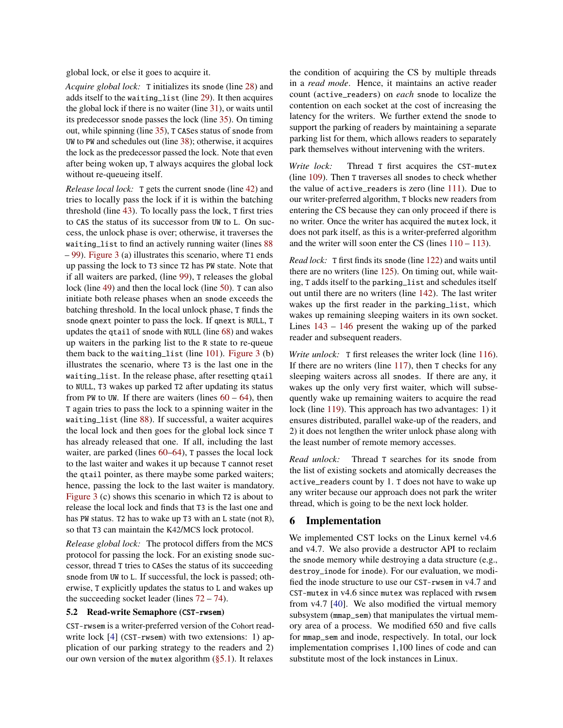global lock, or else it goes to acquire it.

*Acquire global lock:* T initializes its snode (line 28) and adds itself to the waiting_list (line 29). It then acquires the global lock if there is no waiter (line 31), or waits until its predecessor snode passes the lock (line 35). On timing out, while spinning (line 35), T CASes status of snode from UW to PW and schedules out (line 38); otherwise, it acquires the lock as the predecessor passed the lock. Note that even after being woken up, T always acquires the global lock without re-queueing itself.

*Release local lock:* T gets the current snode (line 42) and tries to locally pass the lock if it is within the batching threshold (line 43). To locally pass the lock, T first tries to CAS the status of its successor from UW to L. On success, the unlock phase is over; otherwise, it traverses the waiting_list to find an actively running waiter (lines 88 – 99). Figure 3 (a) illustrates this scenario, where T1 ends up passing the lock to T3 since T2 has PW state. Note that if all waiters are parked, (line 99), T releases the global lock (line 49) and then the local lock (line 50). T can also initiate both release phases when an snode exceeds the batching threshold. In the local unlock phase, T finds the snode qnext pointer to pass the lock. If qnext is NULL, T updates the qtail of snode with NULL (line 68) and wakes up waiters in the parking list to the R state to re-queue them back to the waiting_list (line 101). Figure 3 (b) illustrates the scenario, where T3 is the last one in the waiting_list. In the release phase, after resetting qtail to NULL, T3 wakes up parked T2 after updating its status from PW to UW. If there are waiters (lines 60 – 64), then T again tries to pass the lock to a spinning waiter in the waiting_list (line 88). If successful, a waiter acquires the local lock and then goes for the global lock since T has already released that one. If all, including the last waiter, are parked (lines 60–64), T passes the local lock to the last waiter and wakes it up because T cannot reset the qtail pointer, as there maybe some parked waiters; hence, passing the lock to the last waiter is mandatory. Figure 3 (c) shows this scenario in which T2 is about to release the local lock and finds that T3 is the last one and has PW status. T2 has to wake up T3 with an L state (not R), so that T3 can maintain the K42/MCS lock protocol.

*Release global lock:* The protocol differs from the MCS protocol for passing the lock. For an existing snode successor, thread T tries to CASes the status of its succeeding snode from UW to L. If successful, the lock is passed; otherwise, T explicitly updates the status to L and wakes up the succeeding socket leader (lines 72 – 74).

### 5.2 Read-write Semaphore (CST-rwsem)

CST-rwsem is a writer-preferred version of the Cohort read-write lock [4] (CST-rwsem) with two extensions: 1) application of our parking strategy to the readers and 2) our own version of the mutex algorithm (§5.1). It relaxes the condition of acquiring the CS by multiple threads in a *read mode*. Hence, it maintains an active reader count (active_readers) on *each* snode to localize the contention on each socket at the cost of increasing the latency for the writers. We further extend the snode to support the parking of readers by maintaining a separate parking list for them, which allows readers to separately park themselves without intervening with the writers.

*Write lock:* Thread T first acquires the CST-mutex (line 109). Then T traverses all snodes to check whether the value of active_readers is zero (line 111). Due to our writer-preferred algorithm, T blocks new readers from entering the CS because they can only proceed if there is no writer. Once the writer has acquired the mutex lock, it does not park itself, as this is a writer-preferred algorithm and the writer will soon enter the CS (lines 110 – 113).

*Read lock:* T first finds its snode (line 122) and waits until there are no writers (line 125). On timing out, while waiting, T adds itself to the parking_list and schedules itself out until there are no writers (line 142). The last writer wakes up the first reader in the parking_list, which wakes up remaining sleeping waiters in its own socket. Lines 143 – 146 present the waking up of the parked reader and subsequent readers.

*Write unlock:* T first releases the writer lock (line 116). If there are no writers (line 117), then T checks for any sleeping waiters across all snodes. If there are any, it wakes up the only very first waiter, which will subsequently wake up remaining waiters to acquire the read lock (line 119). This approach has two advantages: 1) it ensures distributed, parallel wake-up of the readers, and 2) it does not lengthen the writer unlock phase along with the least number of remote memory accesses.

*Read unlock:* Thread T searches for its snode from the list of existing sockets and atomically decreases the active_readers count by 1. T does not have to wake up any writer because our approach does not park the writer thread, which is going to be the next lock holder.

## 6 Implementation

We implemented CST locks on the Linux kernel v4.6 and v4.7. We also provide a destructor API to reclaim the snode memory while destroying a data structure (e.g., destroy_inode for inode). For our evaluation, we modified the inode structure to use our CST-rwsem in v4.7 and CST-mutex in v4.6 since mutex was replaced with rwsem from v4.7 [40]. We also modified the virtual memory subsystem (mmap_sem) that manipulates the virtual memory area of a process. We modified 650 and five calls for mmap_sem and inode, respectively. In total, our lock implementation comprises 1,100 lines of code and can substitute most of the lock instances in Linux.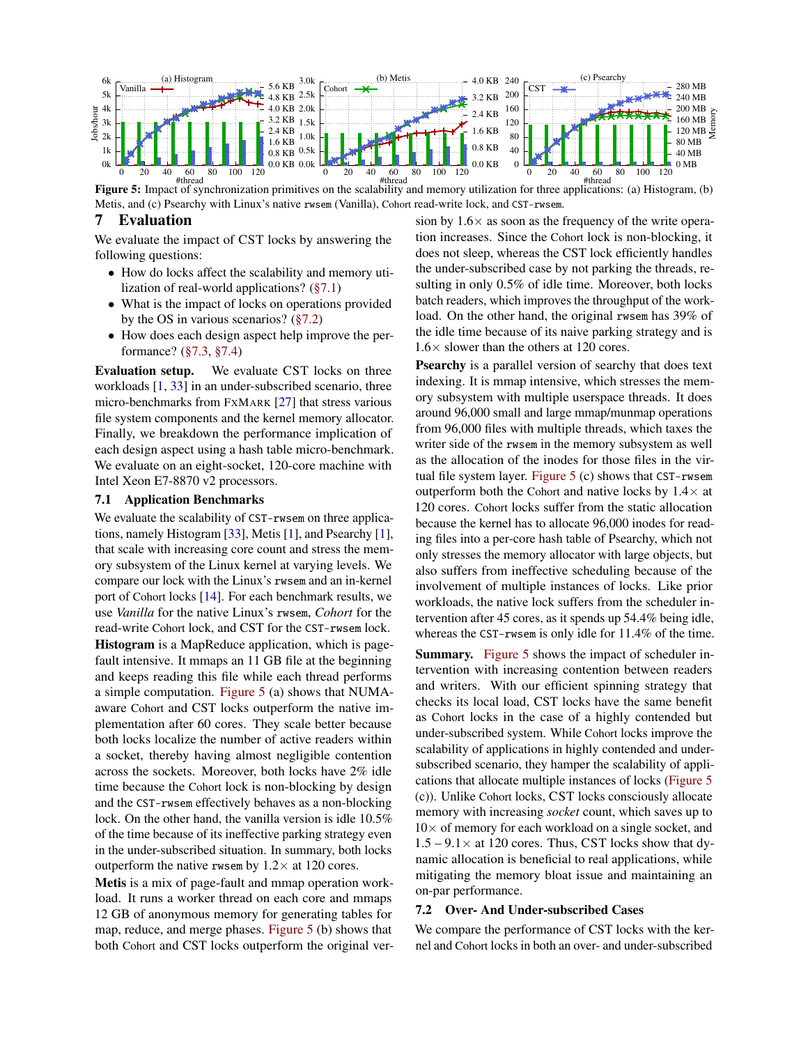Figure 5: Impact of synchronization primitives on the scalability and memory utilization for three applications: (a) Histogram, (b) Metis, and (c) Psearchy with Linux's native `rwsem` (Vanilla), Cohort read-write lock, and `CST-rwsem`.

# 7 Evaluation

We evaluate the impact of CST locks by answering the following questions:

- How do locks affect the scalability and memory utilization of real-world applications? (§7.1)
- What is the impact of locks on operations provided by the OS in various scenarios? (§7.2)
- How does each design aspect help improve the performance? (§7.3, §7.4)

**Evaluation setup.** We evaluate CST locks on three workloads [1, 33] in an under-subscribed scenario, three micro-benchmarks from FxMark [27] that stress various file system components and the kernel memory allocator. Finally, we breakdown the performance implication of each design aspect using a hash table micro-benchmark. We evaluate on an eight-socket, 120-core machine with Intel Xeon E7-8870 v2 processors.

## 7.1 Application Benchmarks

We evaluate the scalability of `CST-rwsem` on three applications, namely Histogram [33], Metis [1], and Psearchy [1], that scale with increasing core count and stress the memory subsystem of the Linux kernel at varying levels. We compare our lock with the Linux's `rwsem` and an in-kernel port of Cohort locks [14]. For each benchmark results, we use *Vanilla* for the native Linux's `rwsem`, *Cohort* for the read-write Cohort lock, and CST for the `CST-rwsem` lock.

**Histogram** is a MapReduce application, which is page-fault intensive. It mmaps an 11 GB file at the beginning and keeps reading this file while each thread performs a simple computation. Figure 5 (a) shows that NUMA-aware Cohort and CST locks outperform the native implementation after 60 cores. They scale better because both locks localize the number of active readers within a socket, thereby having almost negligible contention across the sockets. Moreover, both locks have 2% idle time because the Cohort lock is non-blocking by design and the `CST-rwsem` effectively behaves as a non-blocking lock. On the other hand, the vanilla version is idle 10.5% of the time because of its ineffective parking strategy even in the under-subscribed situation. In summary, both locks outperform the native `rwsem` by 1.2× at 120 cores.

**Metis** is a mix of page-fault and mmap operation workload. It runs a worker thread on each core and mmaps 12 GB of anonymous memory for generating tables for map, reduce, and merge phases. Figure 5 (b) shows that both Cohort and CST locks outperform the original version by 1.6× as soon as the frequency of the write operation increases. Since the Cohort lock is non-blocking, it does not sleep, whereas the CST lock efficiently handles the under-subscribed case by not parking the threads, resulting in only 0.5% of idle time. Moreover, both locks batch readers, which improves the throughput of the workload. On the other hand, the original `rwsem` has 39% of the idle time because of its naive parking strategy and is 1.6× slower than the others at 120 cores.

**Psearchy** is a parallel version of searchy that does text indexing. It is mmap intensive, which stresses the memory subsystem with multiple userspace threads. It does around 96,000 small and large mmap/munmap operations from 96,000 files with multiple threads, which taxes the writer side of the `rwsem` in the memory subsystem as well as the allocation of the inodes for those files in the virtual file system layer. Figure 5 (c) shows that `CST-rwsem` outperform both the Cohort and native locks by 1.4× at 120 cores. Cohort locks suffer from the static allocation because the kernel has to allocate 96,000 inodes for reading files into a per-core hash table of Psearchy, which not only stresses the memory allocator with large objects, but also suffers from ineffective scheduling because of the involvement of multiple instances of locks. Like prior workloads, the native lock suffers from the scheduler intervention after 45 cores, as it spends up 54.4% being idle, whereas the `CST-rwsem` is only idle for 11.4% of the time.

**Summary.** Figure 5 shows the impact of scheduler intervention with increasing contention between readers and writers. With our efficient spinning strategy that checks its local load, CST locks have the same benefit as Cohort locks in the case of a highly contended but under-subscribed system. While Cohort locks improve the scalability of applications in highly contended and under-subscribed scenario, they hamper the scalability of applications that allocate multiple instances of locks (Figure 5 (c)). Unlike Cohort locks, CST locks consciously allocate memory with increasing *socket* count, which saves up to 10× of memory for each workload on a single socket, and 1.5 – 9.1× at 120 cores. Thus, CST locks show that dynamic allocation is beneficial to real applications, while mitigating the memory bloat issue and maintaining an on-par performance.

## 7.2 Over- And Under-subscribed Cases

We compare the performance of CST locks with the kernel and Cohort locks in both an over- and under-subscribed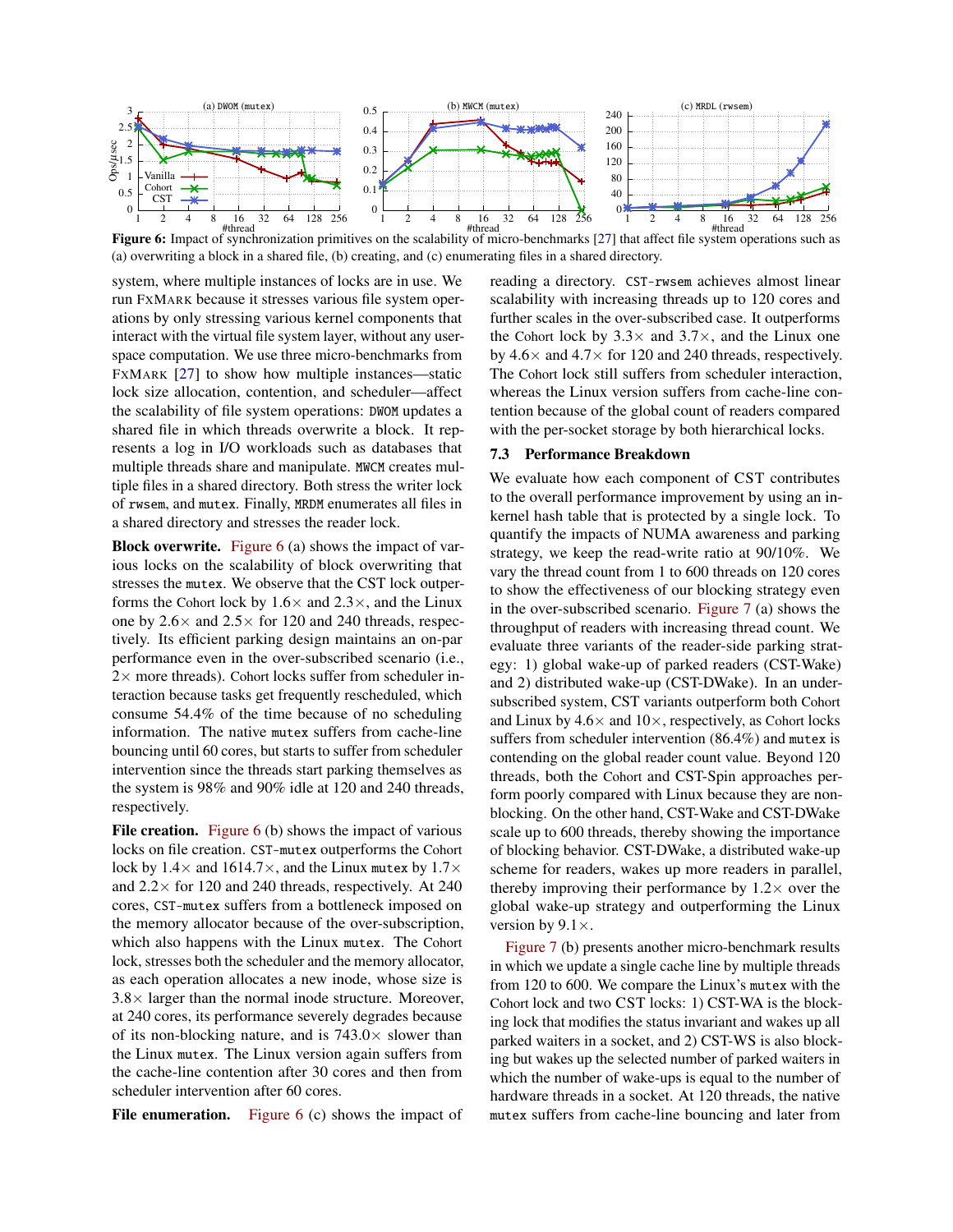Figure 6: Impact of synchronization primitives on the scalability of micro-benchmarks [27] that affect file system operations such as (a) overwriting a block in a shared file, (b) creating, and (c) enumerating files in a shared directory.

system, where multiple instances of locks are in use. We run FxMark because it stresses various file system operations by only stressing various kernel components that interact with the virtual file system layer, without any user-space computation. We use three micro-benchmarks from FxMark [27] to show how multiple instances—static lock size allocation, contention, and scheduler—affect the scalability of file system operations: `DWOM` updates a shared file in which threads overwrite a block. It represents a log in I/O workloads such as databases that multiple threads share and manipulate. `MWCM` creates multiple files in a shared directory. Both stress the writer lock of `rwsem`, and `mutex`. Finally, `MRDM` enumerates all files in a shared directory and stresses the reader lock.

**Block overwrite.** Figure 6 (a) shows the impact of various locks on the scalability of block overwriting that stresses the `mutex`. We observe that the CST lock outperforms the Cohort lock by 1.6× and 2.3×, and the Linux one by 2.6× and 2.5× for 120 and 240 threads, respectively. Its efficient parking design maintains an on-par performance even in the over-subscribed scenario (i.e., 2× more threads). Cohort locks suffer from scheduler interaction because tasks get frequently rescheduled, which consume 54.4% of the time because of no scheduling information. The native `mutex` suffers from cache-line bouncing until 60 cores, but starts to suffer from scheduler intervention since the threads start parking themselves as the system is 98% and 90% idle at 120 and 240 threads, respectively.

**File creation.** Figure 6 (b) shows the impact of various locks on file creation. `CST-mutex` outperforms the Cohort lock by 1.4× and 1614.7×, and the Linux `mutex` by 1.7× and 2.2× for 120 and 240 threads, respectively. At 240 cores, `CST-mutex` suffers from a bottleneck imposed on the memory allocator because of the over-subscription, which also happens with the Linux `mutex`. The Cohort lock, stresses both the scheduler and the memory allocator, as each operation allocates a new inode, whose size is 3.8× larger than the normal inode structure. Moreover, at 240 cores, its performance severely degrades because of its non-blocking nature, and is 743.0× slower than the Linux `mutex`. The Linux version again suffers from the cache-line contention after 30 cores and then from scheduler intervention after 60 cores.

**File enumeration.** Figure 6 (c) shows the impact of reading a directory. `CST-rwsem` achieves almost linear scalability with increasing threads up to 120 cores and further scales in the over-subscribed case. It outperforms the Cohort lock by 3.3× and 3.7×, and the Linux one by 4.6× and 4.7× for 120 and 240 threads, respectively. The Cohort lock still suffers from scheduler interaction, whereas the Linux version suffers from cache-line contention because of the global count of readers compared with the per-socket storage by both hierarchical locks.

### 7.3 Performance Breakdown

We evaluate how each component of CST contributes to the overall performance improvement by using an in-kernel hash table that is protected by a single lock. To quantify the impacts of NUMA awareness and parking strategy, we keep the read-write ratio at 90/10%. We vary the thread count from 1 to 600 threads on 120 cores to show the effectiveness of our blocking strategy even in the over-subscribed scenario. Figure 7 (a) shows the throughput of readers with increasing thread count. We evaluate three variants of the reader-side parking strategy: 1) global wake-up of parked readers (CST-Wake) and 2) distributed wake-up (CST-DWake). In an under-subscribed system, CST variants outperform both Cohort and Linux by 4.6× and 10×, respectively, as Cohort locks suffers from scheduler intervention (86.4%) and `mutex` is contending on the global reader count value. Beyond 120 threads, both the Cohort and CST-Spin approaches perform poorly compared with Linux because they are non-blocking. On the other hand, CST-Wake and CST-DWake scale up to 600 threads, thereby showing the importance of blocking behavior. CST-DWake, a distributed wake-up scheme for readers, wakes up more readers in parallel, thereby improving their performance by 1.2× over the global wake-up strategy and outperforming the Linux version by 9.1×.

Figure 7 (b) presents another micro-benchmark results in which we update a single cache line by multiple threads from 120 to 600. We compare the Linux's `mutex` with the Cohort lock and two CST locks: 1) CST-WA is the blocking lock that modifies the status invariant and wakes up all parked waiters in a socket, and 2) CST-WS is also blocking but wakes up the selected number of parked waiters in which the number of wake-ups is equal to the number of hardware threads in a socket. At 120 threads, the native `mutex` suffers from cache-line bouncing and later from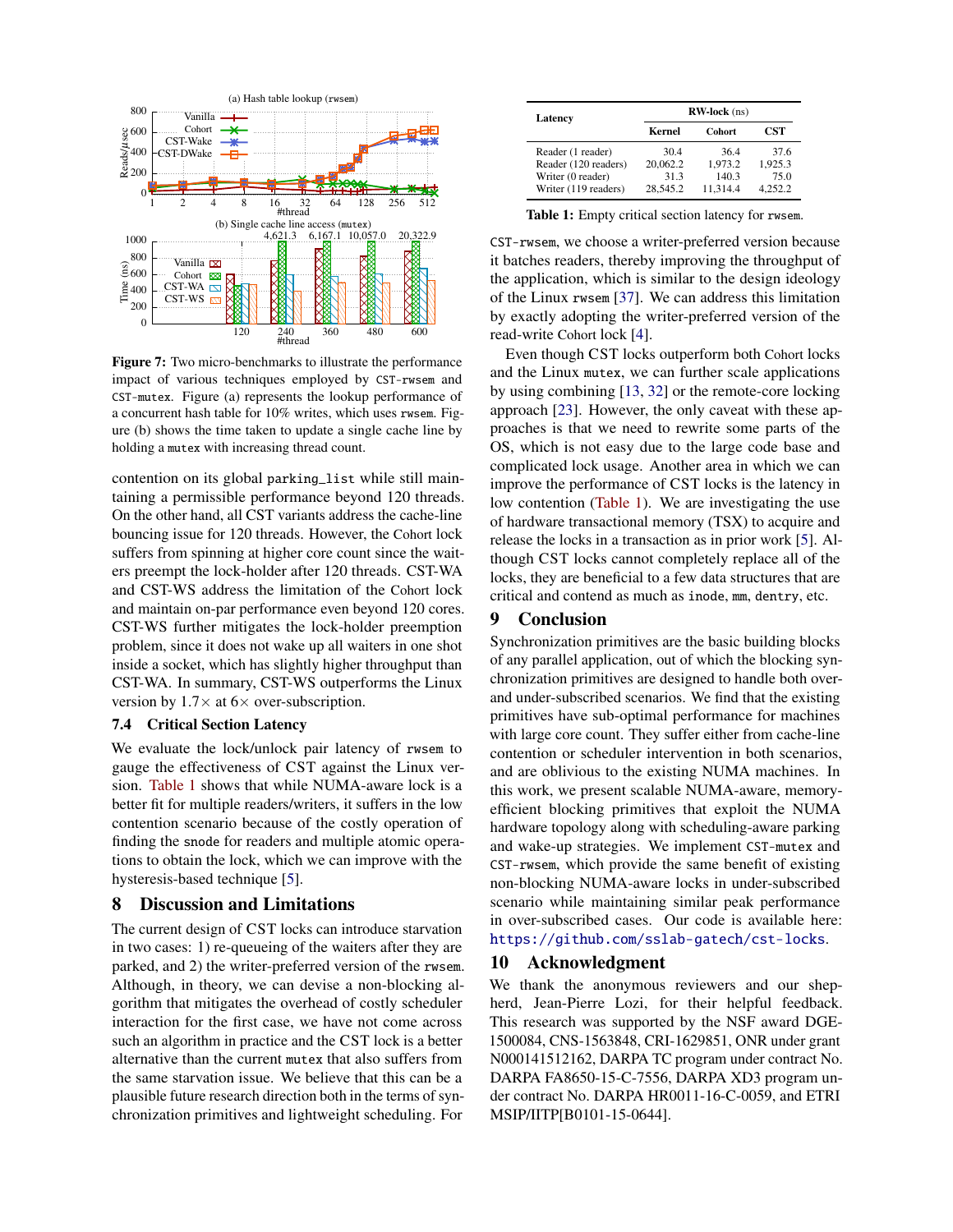Figure 7: Two micro-benchmarks to illustrate the performance impact of various techniques employed by CST-rwsem and CST-mutex. Figure (a) represents the lookup performance of a concurrent hash table for 10% writes, which uses rwsem. Figure (b) shows the time taken to update a single cache line by holding a mutex with increasing thread count.

contention on its global parking_list while still maintaining a permissible performance beyond 120 threads. On the other hand, all CST variants address the cache-line bouncing issue for 120 threads. However, the Cohort lock suffers from spinning at higher core count since the waiters preempt the lock-holder after 120 threads. CST-WA and CST-WS address the limitation of the Cohort lock and maintain on-par performance even beyond 120 cores. CST-WS further mitigates the lock-holder preemption problem, since it does not wake up all waiters in one shot inside a socket, which has slightly higher throughput than CST-WA. In summary, CST-WS outperforms the Linux version by 1.7× at 6× over-subscription.

### 7.4 Critical Section Latency

We evaluate the lock/unlock pair latency of rwsem to gauge the effectiveness of CST against the Linux version. Table 1 shows that while NUMA-aware lock is a better fit for multiple readers/writers, it suffers in the low contention scenario because of the costly operation of finding the snode for readers and multiple atomic operations to obtain the lock, which we can improve with the hysteresis-based technique [5].

## 8 Discussion and Limitations

The current design of CST locks can introduce starvation in two cases: 1) re-queueing of the waiters after they are parked, and 2) the writer-preferred version of the rwsem. Although, in theory, we can devise a non-blocking algorithm that mitigates the overhead of costly scheduler interaction for the first case, we have not come across such an algorithm in practice and the CST lock is a better alternative than the current mutex that also suffers from the same starvation issue. We believe that this can be a plausible future research direction both in the terms of synchronization primitives and lightweight scheduling. For

| Latency | RW-lock (ns) | | |
|---|---|---|---|
| | Kernel | Cohort | CST |
| Reader (1 reader) | 30.4 | 36.4 | 37.6 |
| Reader (120 readers) | 20,062.2 | 1,973.2 | 1,925.3 |
| Writer (0 reader) | 31.3 | 140.3 | 75.0 |
| Writer (119 readers) | 28,545.2 | 11,314.4 | 4,252.2 |

Table 1: Empty critical section latency for rwsem.

CST-rwsem, we choose a writer-preferred version because it batches readers, thereby improving the throughput of the application, which is similar to the design ideology of the Linux rwsem [37]. We can address this limitation by exactly adopting the writer-preferred version of the read-write Cohort lock [4].

Even though CST locks outperform both Cohort locks and the Linux mutex, we can further scale applications by using combining [13, 32] or the remote-core locking approach [23]. However, the only caveat with these approaches is that we need to rewrite some parts of the OS, which is not easy due to the large code base and complicated lock usage. Another area in which we can improve the performance of CST locks is the latency in low contention (Table 1). We are investigating the use of hardware transactional memory (TSX) to acquire and release the locks in a transaction as in prior work [5]. Although CST locks cannot completely replace all of the locks, they are beneficial to a few data structures that are critical and contend as much as inode, mm, dentry, etc.

## 9 Conclusion

Synchronization primitives are the basic building blocks of any parallel application, out of which the blocking synchronization primitives are designed to handle both over- and under-subscribed scenarios. We find that the existing primitives have sub-optimal performance for machines with large core count. They suffer either from cache-line contention or scheduler intervention in both scenarios, and are oblivious to the existing NUMA machines. In this work, we present scalable NUMA-aware, memory-efficient blocking primitives that exploit the NUMA hardware topology along with scheduling-aware parking and wake-up strategies. We implement CST-mutex and CST-rwsem, which provide the same benefit of existing non-blocking NUMA-aware locks in under-subscribed scenario while maintaining similar peak performance in over-subscribed cases. Our code is available here: https://github.com/sslab-gatech/cst-locks.

## 10 Acknowledgment

We thank the anonymous reviewers and our shepherd, Jean-Pierre Lozi, for their helpful feedback. This research was supported by the NSF award DGE-1500084, CNS-1563848, CRI-1629851, ONR under grant N000141512162, DARPA TC program under contract No. DARPA FA8650-15-C-7556, DARPA XD3 program under contract No. DARPA HR0011-16-C-0059, and ETRI MSIP/IITP[B0101-15-0644].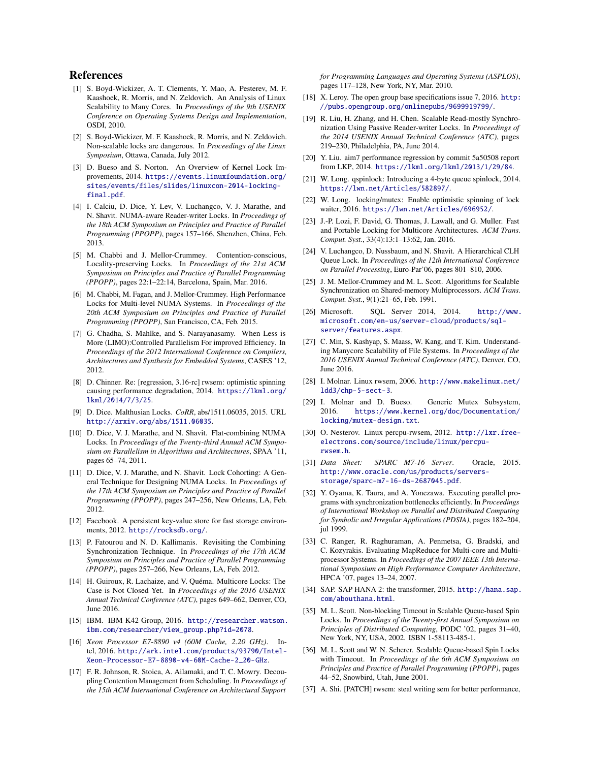## References

[1] S. Boyd-Wickizer, A. T. Clements, Y. Mao, A. Pesterev, M. F. Kaashoek, R. Morris, and N. Zeldovich. An Analysis of Linux Scalability to Many Cores. In *Proceedings of the 9th USENIX Conference on Operating Systems Design and Implementation*, OSDI, 2010.

[2] S. Boyd-Wickizer, M. F. Kaashoek, R. Morris, and N. Zeldovich. Non-scalable locks are dangerous. In *Proceedings of the Linux Symposium*, Ottawa, Canada, July 2012.

[3] D. Bueso and S. Norton. An Overview of Kernel Lock Improvements, 2014. https://events.linuxfoundation.org/sites/events/files/slides/linuxcon-2014-locking-final.pdf.

[4] I. Calciu, D. Dice, Y. Lev, V. Luchangco, V. J. Marathe, and N. Shavit. NUMA-aware Reader-writer Locks. In *Proceedings of the 18th ACM Symposium on Principles and Practice of Parallel Programming (PPOPP)*, pages 157–166, Shenzhen, China, Feb. 2013.

[5] M. Chabbi and J. Mellor-Crummey. Contention-conscious, Locality-preserving Locks. In *Proceedings of the 21st ACM Symposium on Principles and Practice of Parallel Programming (PPOPP)*, pages 22:1–22:14, Barcelona, Spain, Mar. 2016.

[6] M. Chabbi, M. Fagan, and J. Mellor-Crummey. High Performance Locks for Multi-level NUMA Systems. In *Proceedings of the 20th ACM Symposium on Principles and Practice of Parallel Programming (PPOPP)*, San Francisco, CA, Feb. 2015.

[7] G. Chadha, S. Mahlke, and S. Narayanasamy. When Less is More (LIMO):Controlled Parallelism For improved Efficiency. In *Proceedings of the 2012 International Conference on Compilers, Architectures and Synthesis for Embedded Systems*, CASES '12, 2012.

[8] D. Chinner. Re: [regression, 3.16-rc] rwsem: optimistic spinning causing performance degradation, 2014. https://lkml.org/lkml/2014/7/3/25.

[9] D. Dice. Malthusian Locks. *CoRR*, abs/1511.06035, 2015. URL http://arxiv.org/abs/1511.06035.

[10] D. Dice, V. J. Marathe, and N. Shavit. Flat-combining NUMA Locks. In *Proceedings of the Twenty-third Annual ACM Symposium on Parallelism in Algorithms and Architectures*, SPAA '11, pages 65–74, 2011.

[11] D. Dice, V. J. Marathe, and N. Shavit. Lock Cohorting: A General Technique for Designing NUMA Locks. In *Proceedings of the 17th ACM Symposium on Principles and Practice of Parallel Programming (PPOPP)*, pages 247–256, New Orleans, LA, Feb. 2012.

[12] Facebook. A persistent key-value store for fast storage environments, 2012. http://rocksdb.org/.

[13] P. Fatourou and N. D. Kallimanis. Revisiting the Combining Synchronization Technique. In *Proceedings of the 17th ACM Symposium on Principles and Practice of Parallel Programming (PPOPP)*, pages 257–266, New Orleans, LA, Feb. 2012.

[14] H. Guiroux, R. Lachaize, and V. Quéma. Multicore Locks: The Case is Not Closed Yet. In *Proceedings of the 2016 USENIX Annual Technical Conference (ATC)*, pages 649–662, Denver, CO, June 2016.

[15] IBM. IBM K42 Group, 2016. http://researcher.watson.ibm.com/researcher/view_group.php?id=2078.

[16] *Xeon Processor E7-8890 v4 (60M Cache, 2.20 GHz)*. Intel, 2016. http://ark.intel.com/products/93790/Intel-Xeon-Processor-E7-8890-v4-60M-Cache-2_20-GHz.

[17] F. R. Johnson, R. Stoica, A. Ailamaki, and T. C. Mowry. Decoupling Contention Management from Scheduling. In *Proceedings of the 15th ACM International Conference on Architectural Support for Programming Languages and Operating Systems (ASPLOS)*, pages 117–128, New York, NY, Mar. 2010.

[18] X. Leroy. The open group base specifications issue 7, 2016. http://pubs.opengroup.org/onlinepubs/9699919799/.

[19] R. Liu, H. Zhang, and H. Chen. Scalable Read-mostly Synchronization Using Passive Reader-writer Locks. In *Proceedings of the 2014 USENIX Annual Technical Conference (ATC)*, pages 219–230, Philadelphia, PA, June 2014.

[20] Y. Liu. aim7 performance regression by commit 5a50508 report from LKP, 2014. https://lkml.org/lkml/2013/1/29/84.

[21] W. Long. qspinlock: Introducing a 4-byte queue spinlock, 2014. https://lwn.net/Articles/582897/.

[22] W. Long. locking/mutex: Enable optimistic spinning of lock waiter, 2016. https://lwn.net/Articles/696952/.

[23] J.-P. Lozi, F. David, G. Thomas, J. Lawall, and G. Muller. Fast and Portable Locking for Multicore Architectures. *ACM Trans. Comput. Syst.*, 33(4):13:1–13:62, Jan. 2016.

[24] V. Luchangco, D. Nussbaum, and N. Shavit. A Hierarchical CLH Queue Lock. In *Proceedings of the 12th International Conference on Parallel Processing*, Euro-Par'06, pages 801–810, 2006.

[25] J. M. Mellor-Crummey and M. L. Scott. Algorithms for Scalable Synchronization on Shared-memory Multiprocessors. *ACM Trans. Comput. Syst.*, 9(1):21–65, Feb. 1991.

[26] Microsoft. SQL Server 2014, 2014. http://www.microsoft.com/en-us/server-cloud/products/sql-server/features.aspx.

[27] C. Min, S. Kashyap, S. Maass, W. Kang, and T. Kim. Understanding Manycore Scalability of File Systems. In *Proceedings of the 2016 USENIX Annual Technical Conference (ATC)*, Denver, CO, June 2016.

[28] I. Molnar. Linux rwsem, 2006. http://www.makelinux.net/ldd3/chp-5-sect-3.

[29] I. Molnar and D. Bueso. Generic Mutex Subsystem, 2016. https://www.kernel.org/doc/Documentation/locking/mutex-design.txt.

[30] O. Nesterov. Linux percpu-rwsem, 2012. http://lxr.free-electrons.com/source/include/linux/percpu-rwsem.h.

[31] *Data Sheet: SPARC M7-16 Server*. Oracle, 2015. http://www.oracle.com/us/products/servers-storage/sparc-m7-16-ds-2687045.pdf.

[32] Y. Oyama, K. Taura, and A. Yonezawa. Executing parallel programs with synchronization bottlenecks efficiently. In *Proceedings of International Workshop on Parallel and Distributed Computing for Symbolic and Irregular Applications (PDSIA)*, pages 182–204, jul 1999.

[33] C. Ranger, R. Raghuraman, A. Penmetsa, G. Bradski, and C. Kozyrakis. Evaluating MapReduce for Multi-core and Multiprocessor Systems. In *Proceedings of the 2007 IEEE 13th International Symposium on High Performance Computer Architecture*, HPCA '07, pages 13–24, 2007.

[34] SAP. SAP HANA 2: the transformer, 2015. http://hana.sap.com/abouthana.html.

[35] M. L. Scott. Non-blocking Timeout in Scalable Queue-based Spin Locks. In *Proceedings of the Twenty-first Annual Symposium on Principles of Distributed Computing*, PODC '02, pages 31–40, New York, NY, USA, 2002. ISBN 1-58113-485-1.

[36] M. L. Scott and W. N. Scherer. Scalable Queue-based Spin Locks with Timeout. In *Proceedings of the 6th ACM Symposium on Principles and Practice of Parallel Programming (PPOPP)*, pages 44–52, Snowbird, Utah, June 2001.

[37] A. Shi. [PATCH] rwsem: steal writing sem for better performance,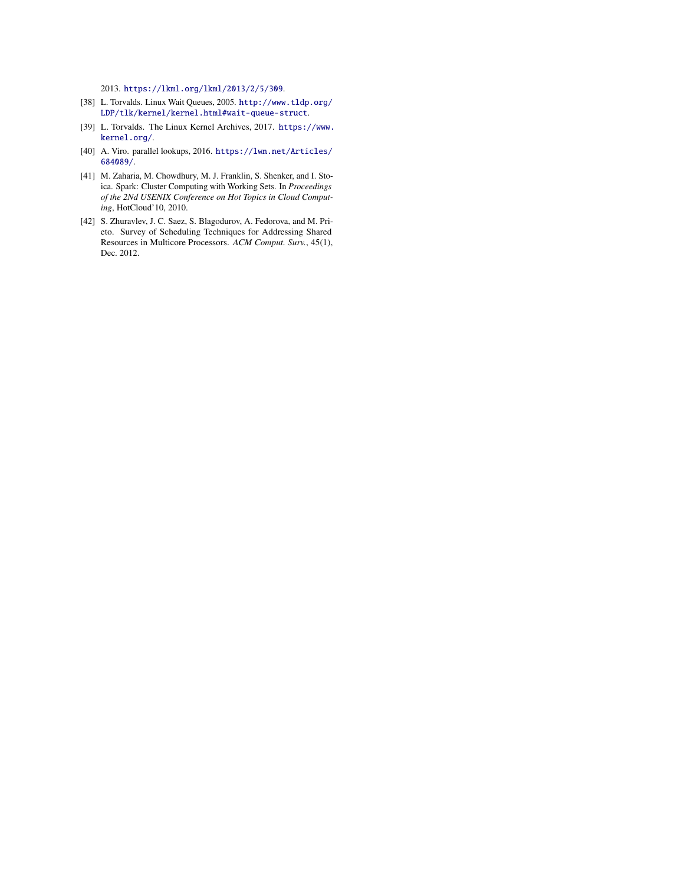2013. https://lkml.org/lkml/2013/2/5/309.

[38] L. Torvalds. Linux Wait Queues, 2005. http://www.tldp.org/LDP/tlk/kernel/kernel.html#wait-queue-struct.

[39] L. Torvalds. The Linux Kernel Archives, 2017. https://www.kernel.org/.

[40] A. Viro. parallel lookups, 2016. https://lwn.net/Articles/684089/.

[41] M. Zaharia, M. Chowdhury, M. J. Franklin, S. Shenker, and I. Stoica. Spark: Cluster Computing with Working Sets. In *Proceedings of the 2Nd USENIX Conference on Hot Topics in Cloud Computing*, HotCloud'10, 2010.

[42] S. Zhuravlev, J. C. Saez, S. Blagodurov, A. Fedorova, and M. Prieto. Survey of Scheduling Techniques for Addressing Shared Resources in Multicore Processors. *ACM Comput. Surv.*, 45(1), Dec. 2012.